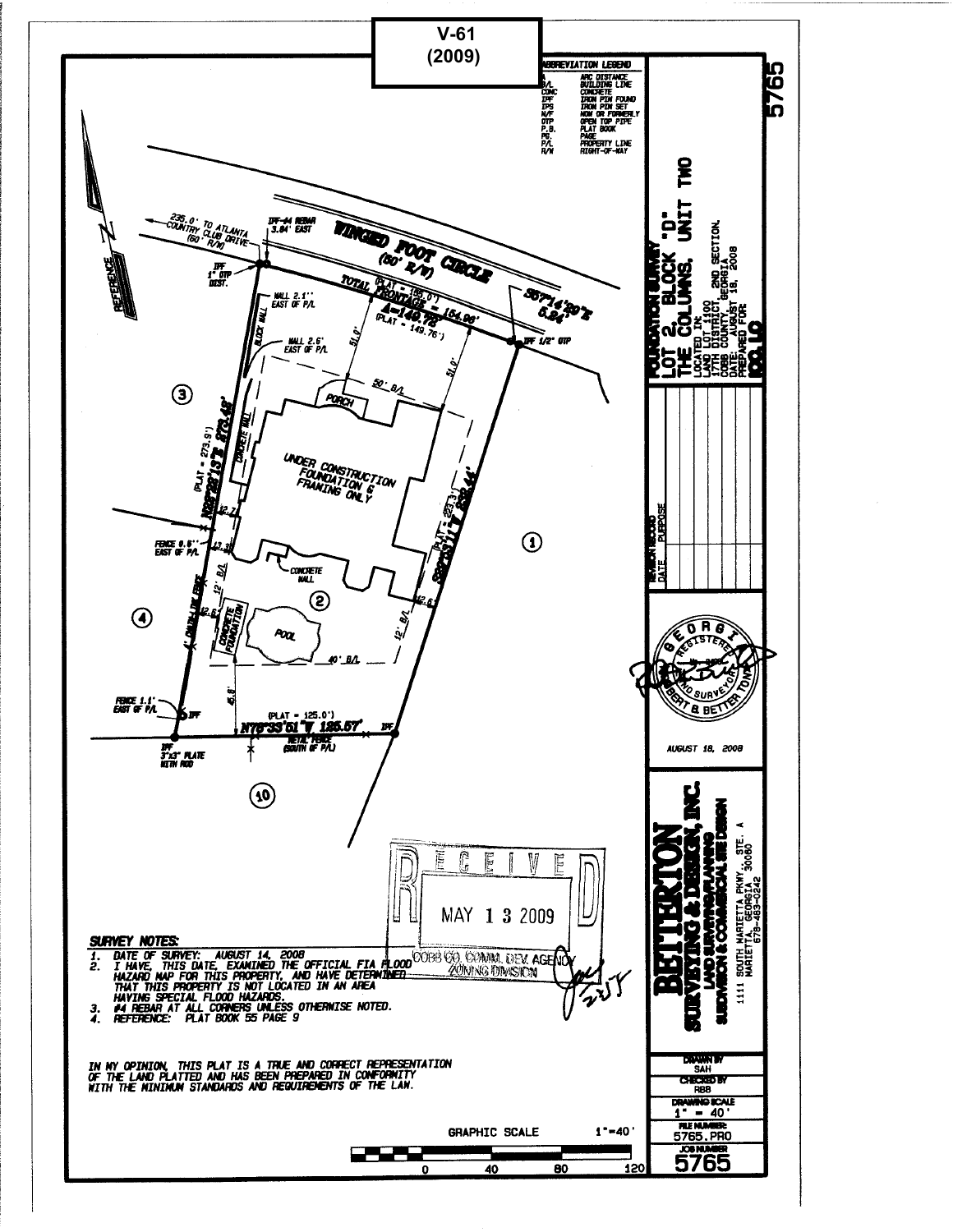**V-61 (2009)**

**ABBREVIATION LEGEND**

| | |
|---|---|
| A | ARC DISTANCE |
| B/L | BUILDING LINE |
| CONC | CONCRETE |
| IPF | IRON PIN FOUND |
| IPS | IRON PIN SET |
| N/F | NOW OR FORMERLY |
| OTP | OPEN TOP PIPE |
| P.B. | PLAT BOOK |
| PG. | PAGE |
| P/L | PROPERTY LINE |
| R/W | RIGHT-OF-WAY |

**FOUNDATION SURVEY**
**LOT 2, BLOCK "D"**
**THE COLUMNS, UNIT TWO**

LOCATED IN:
LAND LOT 1100
17TH DISTRICT, 2ND SECTION,
COBB COUNTY, GEORGIA
DATE: AUGUST 18, 2008
PREPARED FOR:

5765

WINGED FOOT CIRCLE (60' R/W)

235.0' TO ATLANTA COUNTRY CLUB DRIVE (60' R/W)

IPF-#4 REBAR 3.84' EAST

IPF 1" OTP DIST.

(PLAT = 155.0')
TOTAL FRONTAGE = 154.96'
A=149.72
(PLAT = 149.76')

S57°14'29"E 5.24

IPF 1/2" OTP

WALL 2.1" EAST OF P/L

WALL 2.6' EAST OF P/L

BLOCK WALL

51.0'

51.0'

50' B/L

PORCH

UNDER CONSTRUCTION FOUNDATION & FRAMING ONLY

CONCRETE WALL

N03°13'13"E 273.48'

(PLAT = 273.9')

(PLAT = 273')

S20°53'11"W 232.44'

12.7'

12.3'

FENCE 0.6" EAST OF P/L

12' B/L

CONCRETE WALL

12.6'

12.6'

12' B/L

CONCRETE FOUNDATION

POOL

4' CHAIN LINK FENCE

40' B/L

45.8'

FENCE 1.1' EAST OF P/L

IPF

(PLAT = 125.0')
N78°33'51"W 125.57'

IPF

METAL FENCE (SOUTH OF P/L)

IPF 3"x3" PLATE WITH ROD

③ ④ ② ① ⑩

REFERENCE N

AUGUST 18, 2008

RECEIVED
MAY 13 2009
COBB CO. COMM. DEV. AGENCY
ZONING DIVISION

**SURVEY NOTES:**

1. DATE OF SURVEY: AUGUST 14, 2008
2. I HAVE, THIS DATE, EXAMINED THE OFFICIAL FIA FLOOD HAZARD MAP FOR THIS PROPERTY, AND HAVE DETERMINED THAT THIS PROPERTY IS NOT LOCATED IN AN AREA HAVING SPECIAL FLOOD HAZARDS.
3. #4 REBAR AT ALL CORNERS UNLESS OTHERWISE NOTED.
4. REFERENCE: PLAT BOOK 55 PAGE 9

IN MY OPINION, THIS PLAT IS A TRUE AND CORRECT REPRESENTATION OF THE LAND PLATTED AND HAS BEEN PREPARED IN CONFORMITY WITH THE MINIMUM STANDARDS AND REQUIREMENTS OF THE LAW.

GRAPHIC SCALE 1"=40'

0 40 80 120

REVISION RECORD
DATE PURPOSE

**BETTERTON SURVEYING & DESIGN, INC.**
LAND SURVEYING/PLANNING
SUBDIVISION & COMMERCIAL SITE DESIGN
1111 SOUTH MARIETTA PKWY., STE. A
MARIETTA, GEORGIA 30060
678-483-0242

| | |
|---|---|
| DRAWN BY | SAH |
| CHECKED BY | RBB |
| DRAWING SCALE | 1" = 40' |
| FILE NUMBER | 5765.PRO |
| JOB NUMBER | 5765 |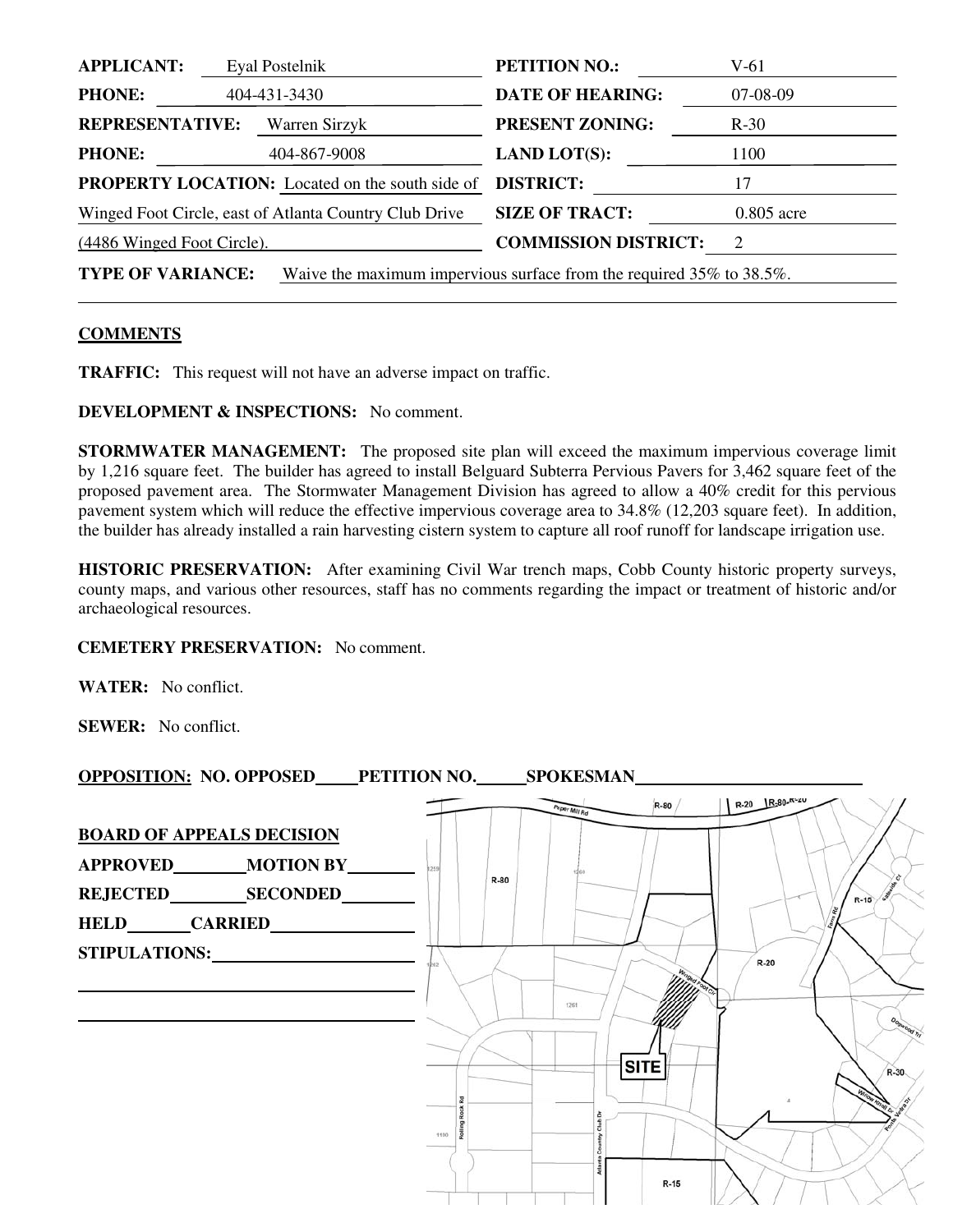| | | | |
|---|---|---|---|
| **APPLICANT:** | Eyal Postelnik | **PETITION NO.:** | V-61 |
| **PHONE:** | 404-431-3430 | **DATE OF HEARING:** | 07-08-09 |
| **REPRESENTATIVE:** | Warren Sirzyk | **PRESENT ZONING:** | R-30 |
| **PHONE:** | 404-867-9008 | **LAND LOT(S):** | 1100 |
| **PROPERTY LOCATION:** | Located on the south side of Winged Foot Circle, east of Atlanta Country Club Drive (4486 Winged Foot Circle). | **DISTRICT:** | 17 |
| | | **SIZE OF TRACT:** | 0.805 acre |
| | | **COMMISSION DISTRICT:** | 2 |

**TYPE OF VARIANCE:** Waive the maximum impervious surface from the required 35% to 38.5%.

**COMMENTS**

**TRAFFIC:** This request will not have an adverse impact on traffic.

**DEVELOPMENT & INSPECTIONS:** No comment.

**STORMWATER MANAGEMENT:** The proposed site plan will exceed the maximum impervious coverage limit by 1,216 square feet. The builder has agreed to install Belguard Subterra Pervious Pavers for 3,462 square feet of the proposed pavement area. The Stormwater Management Division has agreed to allow a 40% credit for this pervious pavement system which will reduce the effective impervious coverage area to 34.8% (12,203 square feet). In addition, the builder has already installed a rain harvesting cistern system to capture all roof runoff for landscape irrigation use.

**HISTORIC PRESERVATION:** After examining Civil War trench maps, Cobb County historic property surveys, county maps, and various other resources, staff has no comments regarding the impact or treatment of historic and/or archaeological resources.

**CEMETERY PRESERVATION:** No comment.

**WATER:** No conflict.

**SEWER:** No conflict.

**OPPOSITION:** NO. OPPOSED\_\_\_\_ PETITION NO.\_\_\_\_ SPOKESMAN\_\_\_\_\_\_\_\_\_\_\_\_

**BOARD OF APPEALS DECISION**

**APPROVED**\_\_\_\_\_\_ **MOTION BY**\_\_\_\_\_\_

**REJECTED**\_\_\_\_\_\_ **SECONDED**\_\_\_\_\_\_

**HELD**\_\_\_\_\_\_ **CARRIED**\_\_\_\_\_\_

**STIPULATIONS:**\_\_\_\_\_\_\_\_\_\_\_\_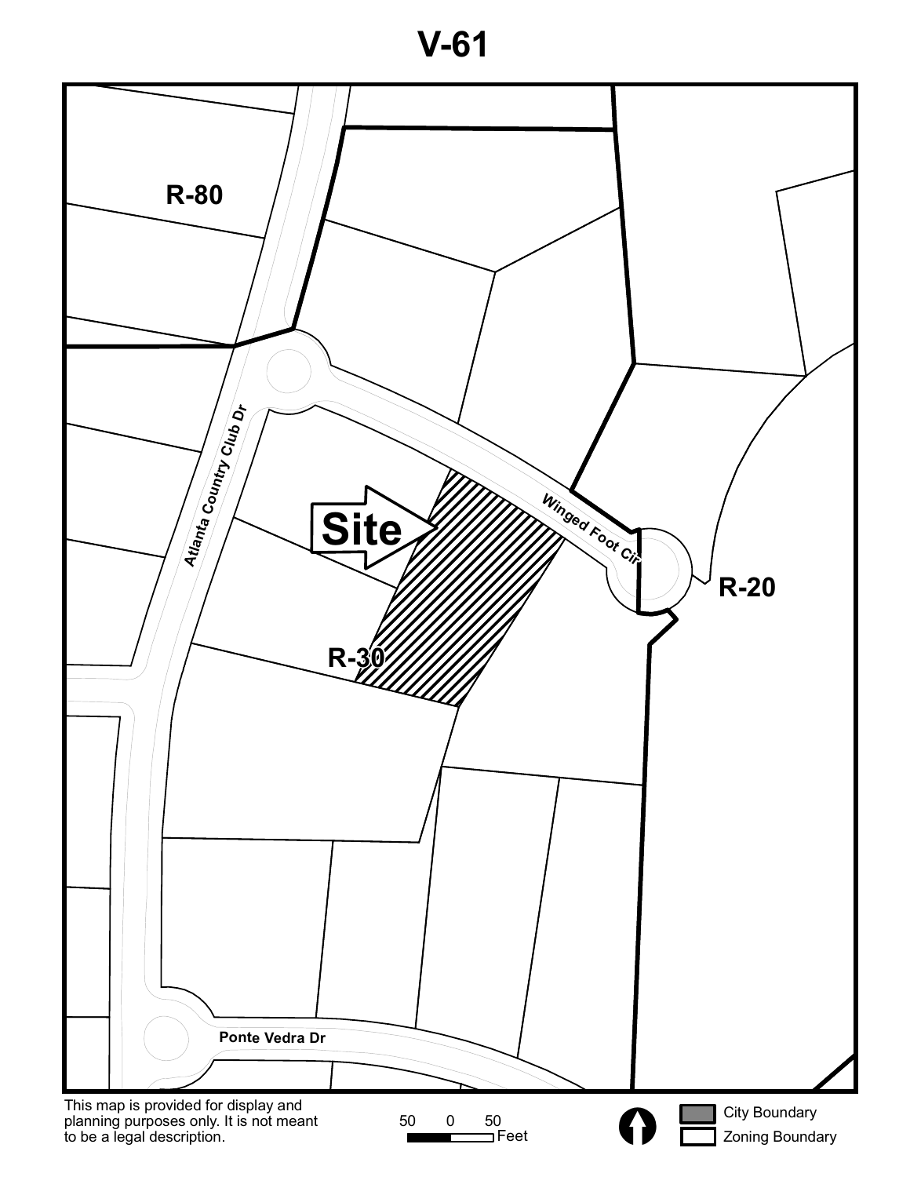# V-61

R-80

Atlanta Country Club Dr

Site

Winged Foot Cir

R-20

R-30

Ponte Vedra Dr

This map is provided for display and planning purposes only. It is not meant to be a legal description.

50 0 50 Feet

City Boundary

Zoning Boundary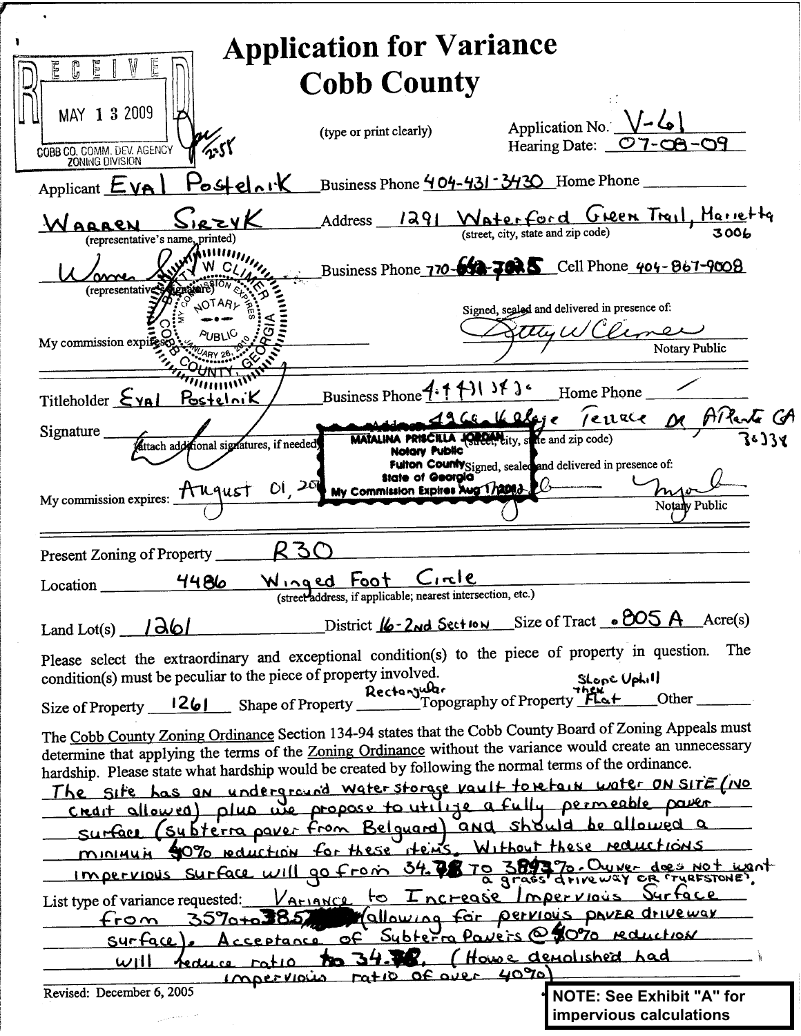# Application for Variance
# Cobb County

RECEIVED
MAY 1 3 2009
COBB CO. COMM. DEV. AGENCY
ZONING DIVISION

(type or print clearly)

Application No. V-61
Hearing Date: 07-08-09

Applicant Eyal Postelnik Business Phone 404-431-3430 Home Phone ___________

Warren Sirzyk Address 1291 Waterford Green Trail, Marietta 3006
(representative's name, printed) (street, city, state and zip code)

(representative's signature) Business Phone 770-___ Cell Phone 404-867-9008

Signed, sealed and delivered in presence of:
Notary Public

My commission expires: ___________

BETTY W CLIMER — NOTARY PUBLIC — MY COMMISSION EXPIRES JANUARY 26, 2010 — COBB COUNTY, GEORGIA

Titleholder Eyal Postelnik Business Phone 4:4 431 34 3 ___ Home Phone /

Signature ___________ Address 4966 Village Terrace Dr, Atlanta GA 30338
(attach additional signatures, if needed) (street, city, state and zip code)

Signed, sealed and delivered in presence of:

MATALINA PRISCILLA JORDAN
Notary Public
Fulton County
State of Georgia
My Commission Expires Aug 1, 2012

My commission expires: August 01, 20__ Notary Public

Present Zoning of Property R30

Location 4486 Winged Foot Circle
(street address, if applicable; nearest intersection, etc.)

Land Lot(s) 1261 District 16-2nd Section Size of Tract .805 A Acre(s)

Please select the extraordinary and exceptional condition(s) to the piece of property in question. The condition(s) must be peculiar to the piece of property involved.

Size of Property 1261 Shape of Property Rectangular Topography of Property Slope Uphill then Flat Other ___________

The Cobb County Zoning Ordinance Section 134-94 states that the Cobb County Board of Zoning Appeals must determine that applying the terms of the Zoning Ordinance without the variance would create an unnecessary hardship. Please state what hardship would be created by following the normal terms of the ordinance.

The site has an underground water storage vault to retain water ON SITE (NO credit allowed) plus we propose to utilize a fully permeable paver surface (Subterra paver from Belguard) and should be allowed a minimum 40% reduction for these items. Without these reductions impervious surface will go from 34.78 to 38.93%. Owner does not want a grass driveway or "TURFSTONE".

List type of variance requested: Variance to Increase Impervious Surface from 35% to 38.5___ (allowing for pervious paver driveway surface). Acceptance of Subterra Pavers @ 40% reduction will reduce ratio to 34.78. (House demolished had impervious ratio of over 40%)

Revised: December 6, 2005

**NOTE: See Exhibit "A" for impervious calculations**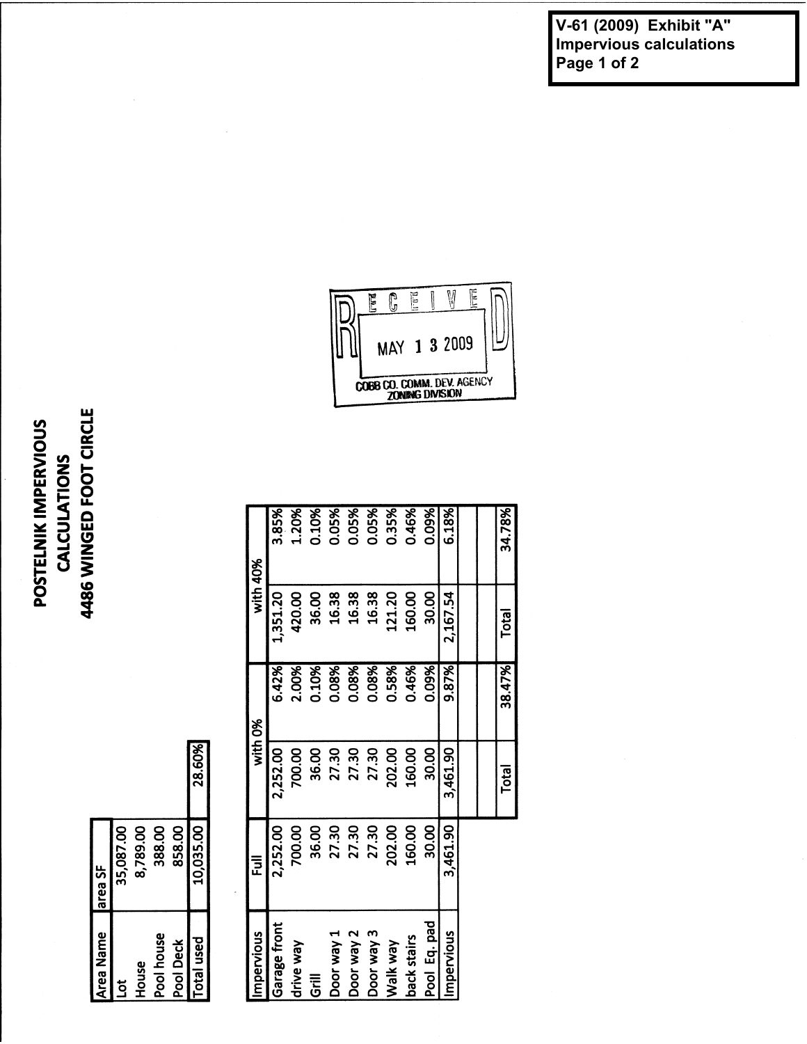V-61 (2009) Exhibit "A"
Impervious calculations
Page 1 of 2

# POSTELNIK IMPERVIOUS CALCULATIONS
# 4486 WINGED FOOT CIRCLE

RECEIVED
MAY 13 2009
COBB CO. COMM. DEV. AGENCY
ZONING DIVISION

| Area Name | area SF | |
|---|---|---|
| Lot | 35,087.00 | |
| House | 8,789.00 | |
| Pool house | 388.00 | |
| Pool Deck | 858.00 | |
| Total used | 10,035.00 | 28.60% |

| Impervious | Full | with 0% | | with 40% | |
|---|---|---|---|---|---|
| Garage front | 2,252.00 | 2,252.00 | 6.42% | 1,351.20 | 3.85% |
| drive way | 700.00 | 700.00 | 2.00% | 420.00 | 1.20% |
| Grill | 36.00 | 36.00 | 0.10% | 36.00 | 0.10% |
| Door way 1 | 27.30 | 27.30 | 0.08% | 16.38 | 0.05% |
| Door way 2 | 27.30 | 27.30 | 0.08% | 16.38 | 0.05% |
| Door way 3 | 27.30 | 27.30 | 0.08% | 16.38 | 0.05% |
| Walk way | 202.00 | 202.00 | 0.58% | 121.20 | 0.35% |
| back stairs | 160.00 | 160.00 | 0.46% | 160.00 | 0.46% |
| Pool Eq. pad | 30.00 | 30.00 | 0.09% | 30.00 | 0.09% |
| Impervious | 3,461.90 | 3,461.90 | 9.87% | 2,167.54 | 6.18% |
| | | | | | |
| | | | | | |
| | | Total | 38.47% | Total | 34.78% |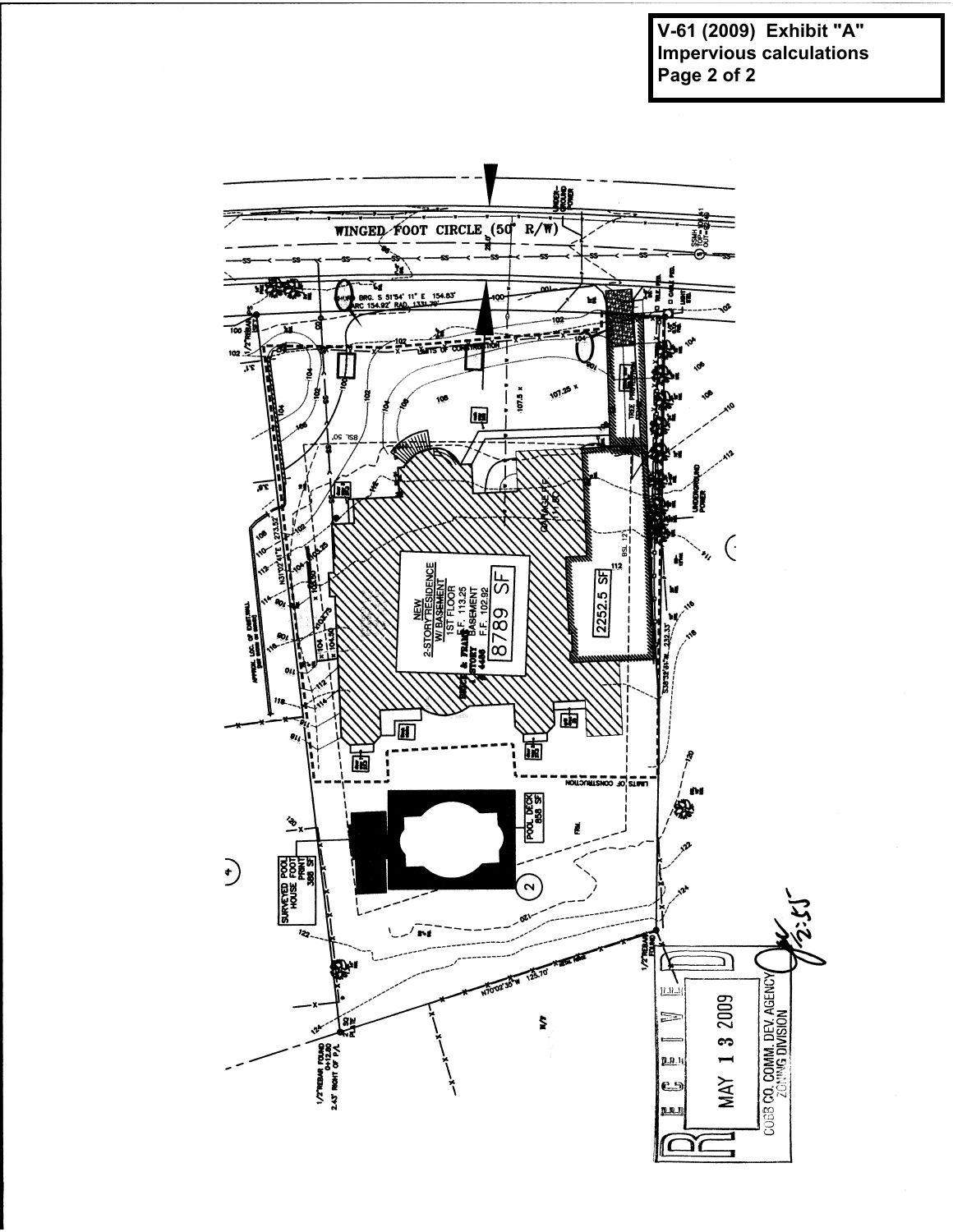**V-61 (2009) Exhibit "A"**
**Impervious calculations**
**Page 2 of 2**

WINGED FOOT CIRCLE (50' R/W)

UNDERGROUND POWER

CHORD BRG. S 51°54' 11" E 154.83'
ARC 154.92' RAD. 1331.79'

LIMITS OF CONSTRUCTION

BSL 50'

BSL 12'

NEW
2-STORY RESIDENCE
W/BASEMENT
1ST FLOOR
F.F. 113.25
BASEMENT
F.F. 102.92

8789 SF

2252.5 SF

GARAGE F.F. 111.50

POOL DECK 858 SF

SURVEYED POOL HOUSE FOOT PRINT 388 SF

N31°02'41"E 273.52'

N70°02'35"W 125.70'

1/2" REBAR FOUND

UNDERGROUND POWER

RECEIVED
MAY 13 2009
COBB CO. COMM. DEV. AGENCY
ZONING DIVISION